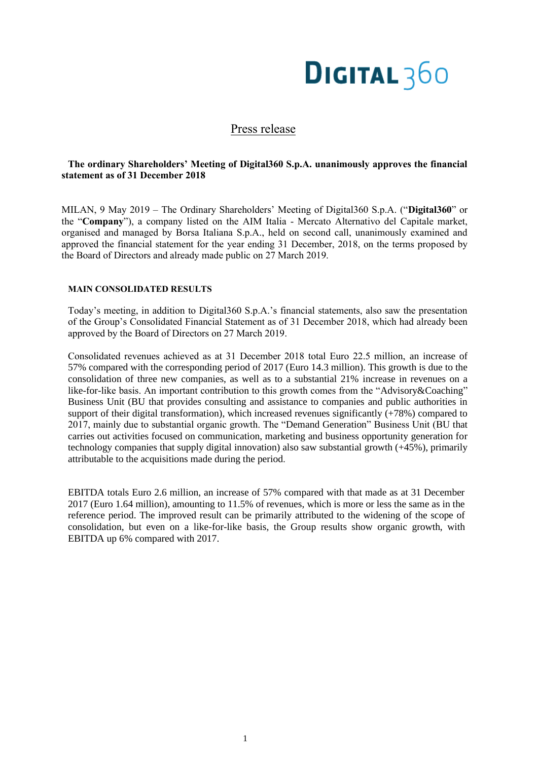DIGITAL 360

## Press release

**The ordinary Shareholders' Meeting of Digital360 S.p.A. unanimously approves the financial statement as of 31 December 2018**

MILAN, 9 May 2019 – The Ordinary Shareholders' Meeting of Digital360 S.p.A. ("**Digital360**" or the "**Company**"), a company listed on the AIM Italia - Mercato Alternativo del Capitale market, organised and managed by Borsa Italiana S.p.A., held on second call, unanimously examined and approved the financial statement for the year ending 31 December, 2018, on the terms proposed by the Board of Directors and already made public on 27 March 2019.

**MAIN CONSOLIDATED RESULTS**

Today's meeting, in addition to Digital360 S.p.A.'s financial statements, also saw the presentation of the Group's Consolidated Financial Statement as of 31 December 2018, which had already been approved by the Board of Directors on 27 March 2019.

Consolidated revenues achieved as at 31 December 2018 total Euro 22.5 million, an increase of 57% compared with the corresponding period of 2017 (Euro 14.3 million). This growth is due to the consolidation of three new companies, as well as to a substantial 21% increase in revenues on a like-for-like basis. An important contribution to this growth comes from the "Advisory&Coaching" Business Unit (BU that provides consulting and assistance to companies and public authorities in support of their digital transformation), which increased revenues significantly (+78%) compared to 2017, mainly due to substantial organic growth. The "Demand Generation" Business Unit (BU that carries out activities focused on communication, marketing and business opportunity generation for technology companies that supply digital innovation) also saw substantial growth (+45%), primarily attributable to the acquisitions made during the period.

EBITDA totals Euro 2.6 million, an increase of 57% compared with that made as at 31 December 2017 (Euro 1.64 million), amounting to 11.5% of revenues, which is more or less the same as in the reference period. The improved result can be primarily attributed to the widening of the scope of consolidation, but even on a like-for-like basis, the Group results show organic growth, with EBITDA up 6% compared with 2017.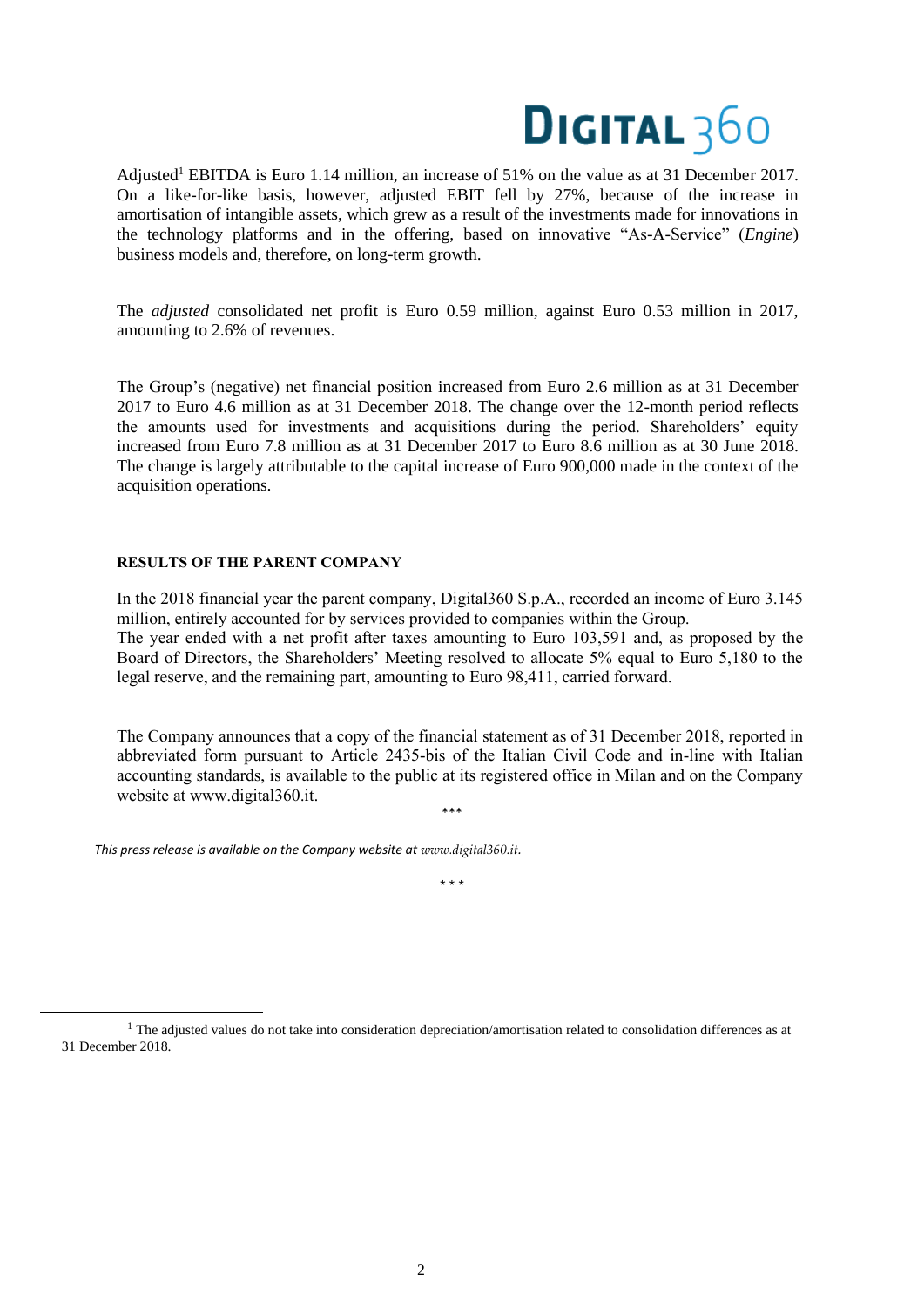Adjusted[1] EBITDA is Euro 1.14 million, an increase of 51% on the value as at 31 December 2017. On a like-for-like basis, however, adjusted EBIT fell by 27%, because of the increase in amortisation of intangible assets, which grew as a result of the investments made for innovations in the technology platforms and in the offering, based on innovative "As-A-Service" (*Engine*) business models and, therefore, on long-term growth.

The *adjusted* consolidated net profit is Euro 0.59 million, against Euro 0.53 million in 2017, amounting to 2.6% of revenues.

The Group's (negative) net financial position increased from Euro 2.6 million as at 31 December 2017 to Euro 4.6 million as at 31 December 2018. The change over the 12-month period reflects the amounts used for investments and acquisitions during the period. Shareholders' equity increased from Euro 7.8 million as at 31 December 2017 to Euro 8.6 million as at 30 June 2018. The change is largely attributable to the capital increase of Euro 900,000 made in the context of the acquisition operations.

**RESULTS OF THE PARENT COMPANY**

In the 2018 financial year the parent company, Digital360 S.p.A., recorded an income of Euro 3.145 million, entirely accounted for by services provided to companies within the Group.
The year ended with a net profit after taxes amounting to Euro 103,591 and, as proposed by the Board of Directors, the Shareholders' Meeting resolved to allocate 5% equal to Euro 5,180 to the legal reserve, and the remaining part, amounting to Euro 98,411, carried forward.

The Company announces that a copy of the financial statement as of 31 December 2018, reported in abbreviated form pursuant to Article 2435-bis of the Italian Civil Code and in-line with Italian accounting standards, is available to the public at its registered office in Milan and on the Company website at www.digital360.it.

\*\*\*

*This press release is available on the Company website at www.digital360.it.*

\* \* \*

[1] The adjusted values do not take into consideration depreciation/amortisation related to consolidation differences as at 31 December 2018.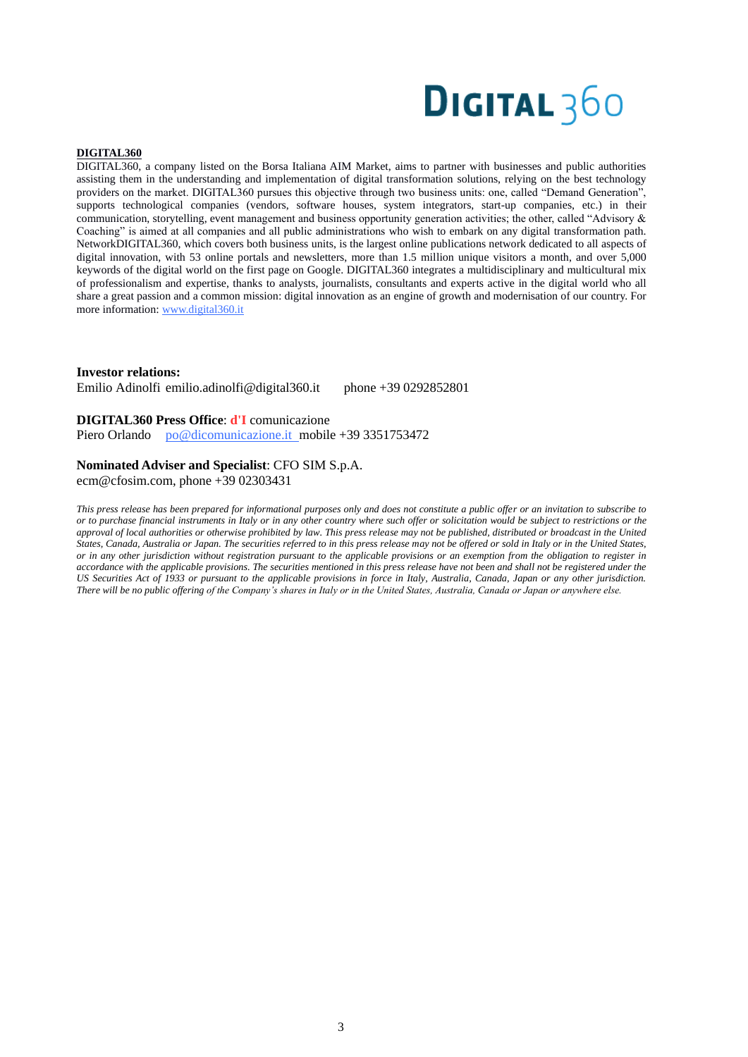**DIGITAL360**

DIGITAL360, a company listed on the Borsa Italiana AIM Market, aims to partner with businesses and public authorities assisting them in the understanding and implementation of digital transformation solutions, relying on the best technology providers on the market. DIGITAL360 pursues this objective through two business units: one, called "Demand Generation", supports technological companies (vendors, software houses, system integrators, start-up companies, etc.) in their communication, storytelling, event management and business opportunity generation activities; the other, called "Advisory & Coaching" is aimed at all companies and all public administrations who wish to embark on any digital transformation path. NetworkDIGITAL360, which covers both business units, is the largest online publications network dedicated to all aspects of digital innovation, with 53 online portals and newsletters, more than 1.5 million unique visitors a month, and over 5,000 keywords of the digital world on the first page on Google. DIGITAL360 integrates a multidisciplinary and multicultural mix of professionalism and expertise, thanks to analysts, journalists, consultants and experts active in the digital world who all share a great passion and a common mission: digital innovation as an engine of growth and modernisation of our country. For more information: www.digital360.it

**Investor relations:**
Emilio Adinolfi emilio.adinolfi@digital360.it phone +39 0292852801

**DIGITAL360 Press Office**: **d'I** comunicazione
Piero Orlando po@dicomunicazione.it mobile +39 3351753472

**Nominated Adviser and Specialist**: CFO SIM S.p.A.
ecm@cfosim.com, phone +39 02303431

*This press release has been prepared for informational purposes only and does not constitute a public offer or an invitation to subscribe to or to purchase financial instruments in Italy or in any other country where such offer or solicitation would be subject to restrictions or the approval of local authorities or otherwise prohibited by law. This press release may not be published, distributed or broadcast in the United States, Canada, Australia or Japan. The securities referred to in this press release may not be offered or sold in Italy or in the United States, or in any other jurisdiction without registration pursuant to the applicable provisions or an exemption from the obligation to register in accordance with the applicable provisions. The securities mentioned in this press release have not been and shall not be registered under the US Securities Act of 1933 or pursuant to the applicable provisions in force in Italy, Australia, Canada, Japan or any other jurisdiction. There will be no public offering of the Company's shares in Italy or in the United States, Australia, Canada or Japan or anywhere else.*